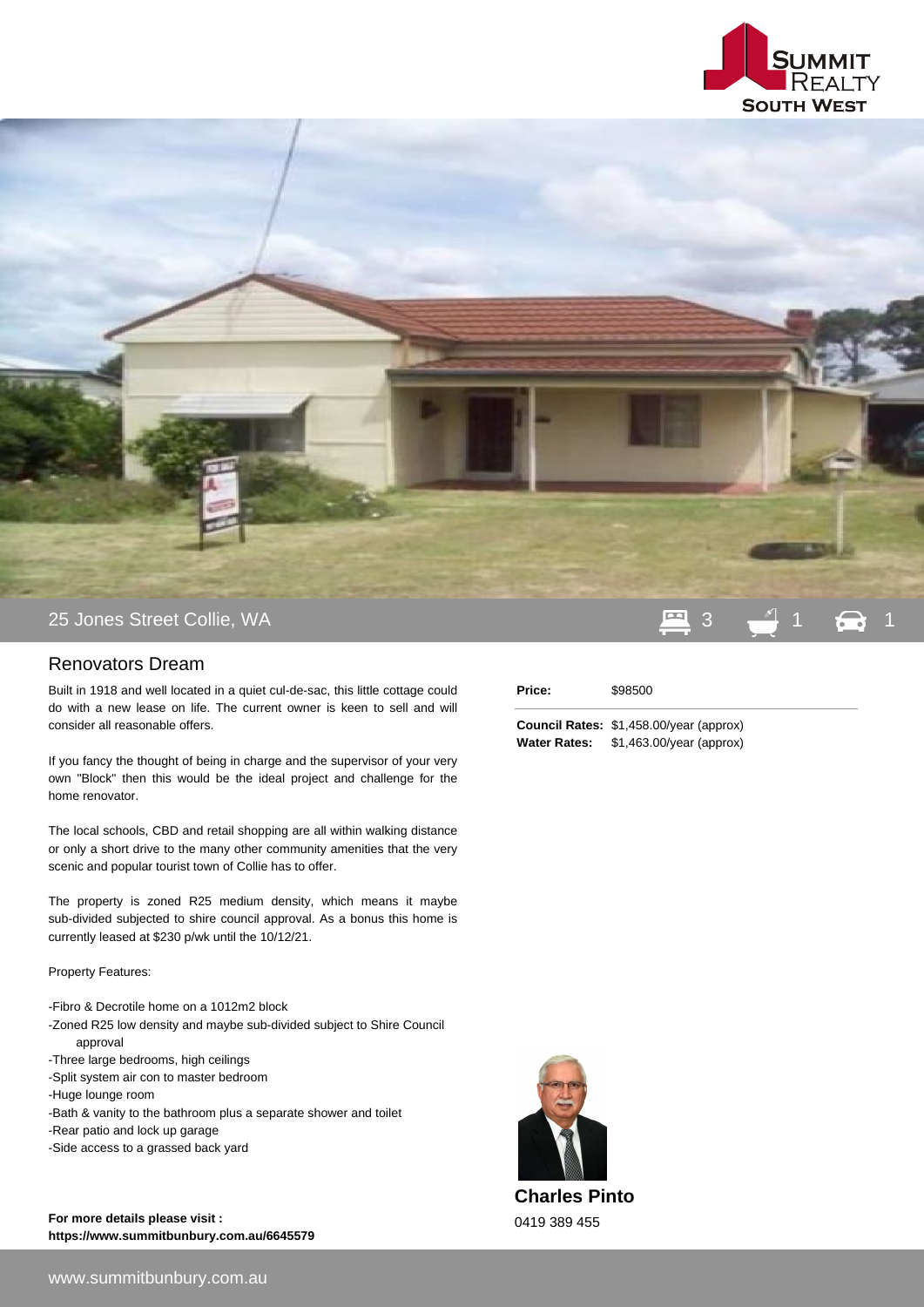# 25 Jones Street Collie, WA

3 1 1

## Renovators Dream

Built in 1918 and well located in a quiet cul-de-sac, this little cottage could do with a new lease on life. The current owner is keen to sell and will consider all reasonable offers.

If you fancy the thought of being in charge and the supervisor of your very own "Block" then this would be the ideal project and challenge for the home renovator.

The local schools, CBD and retail shopping are all within walking distance or only a short drive to the many other community amenities that the very scenic and popular tourist town of Collie has to offer.

The property is zoned R25 medium density, which means it maybe sub-divided subjected to shire council approval. As a bonus this home is currently leased at $230 p/wk until the 10/12/21.

Property Features:

- Fibro & Decrotile home on a 1012m2 block
- Zoned R25 low density and maybe sub-divided subject to Shire Council approval
- Three large bedrooms, high ceilings
- Split system air con to master bedroom
- Huge lounge room
- Bath & vanity to the bathroom plus a separate shower and toilet
- Rear patio and lock up garage
- Side access to a grassed back yard

**For more details please visit :**
**https://www.summitbunbury.com.au/6645579**

| | |
|---|---|
| **Price:** | $98500 |
| **Council Rates:** | $1,458.00/year (approx) |
| **Water Rates:** | $1,463.00/year (approx) |

**Charles Pinto**
0419 389 455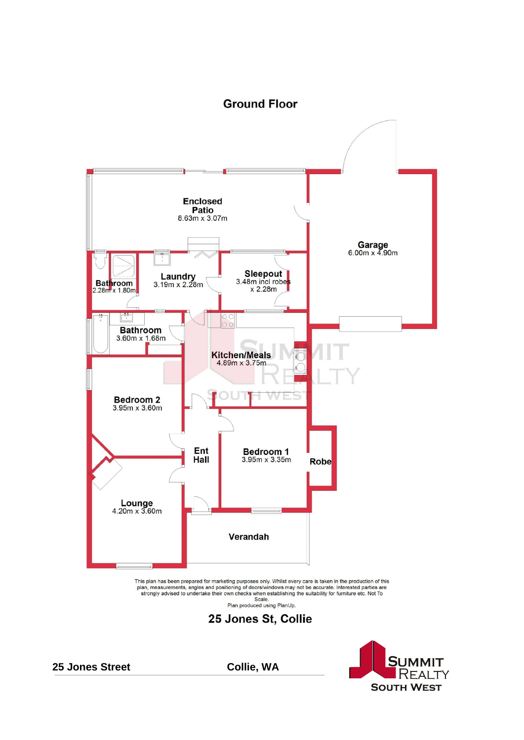## Ground Floor

Enclosed Patio
8.63m x 3.07m

Garage
6.00m x 4.90m

Bathroom
2.28m x 1.80m

Laundry
3.19m x 2.28m

Sleepout
3.48m incl robes x 2.28m

Bathroom
3.60m x 1.68m

Kitchen/Meals
4.89m x 3.75m

Bedroom 2
3.95m x 3.60m

Ent Hall

Bedroom 1
3.95m x 3.35m

Robe

Lounge
4.20m x 3.60m

Verandah

This plan has been prepared for marketing purposes only. Whilst every care is taken in the production of this plan, measurements, angles and positioning of doors/windows may not be accurate. Interested parties are strongly advised to undertake their own checks when establishing the suitability for furniture etc. Not To Scale.
Plan produced using PlanUp.

## 25 Jones St, Collie

**25 Jones Street** **Collie, WA**

SUMMIT REALTY SOUTH WEST